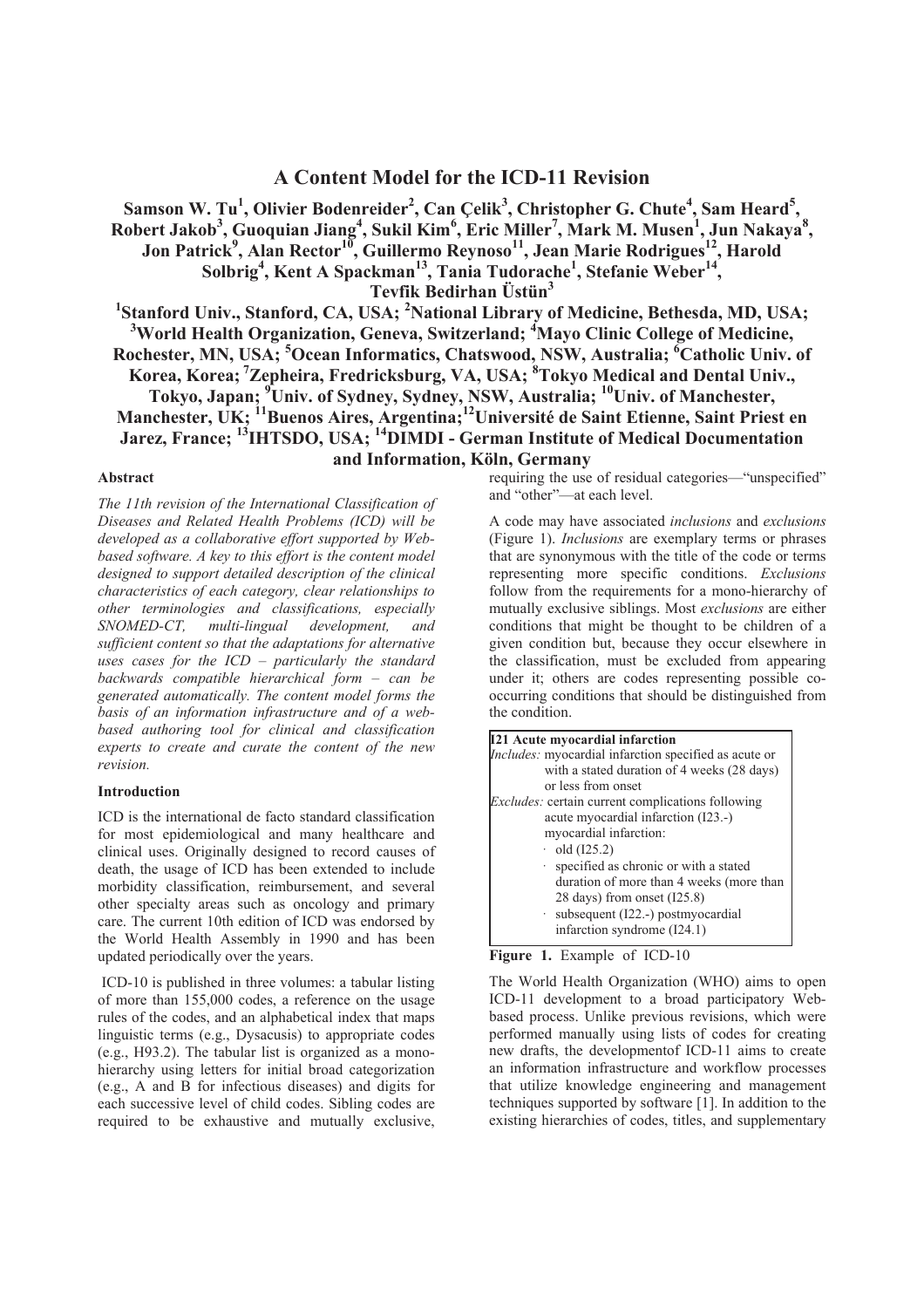# A Content Model for the ICD-11 Revision

**Samson W. Tu[1], Olivier Bodenreider[2], Can Çelik[3], Christopher G. Chute[4], Sam Heard[5], Robert Jakob[3], Guoquian Jiang[4], Sukil Kim[6], Eric Miller[7], Mark M. Musen[1], Jun Nakaya[8], Jon Patrick[9], Alan Rector[10], Guillermo Reynoso[11], Jean Marie Rodrigues[12], Harold Solbrig[4], Kent A Spackman[13], Tania Tudorache[1], Stefanie Weber[14], Tevfik Bedirhan Üstün[3]**

**[1]Stanford Univ., Stanford, CA, USA; [2]National Library of Medicine, Bethesda, MD, USA; [3]World Health Organization, Geneva, Switzerland; [4]Mayo Clinic College of Medicine, Rochester, MN, USA; [5]Ocean Informatics, Chatswood, NSW, Australia; [6]Catholic Univ. of Korea, Korea; [7]Zepheira, Fredricksburg, VA, USA; [8]Tokyo Medical and Dental Univ., Tokyo, Japan; [9]Univ. of Sydney, Sydney, NSW, Australia; [10]Univ. of Manchester, Manchester, UK; [11]Buenos Aires, Argentina; [12]Université de Saint Etienne, Saint Priest en Jarez, France; [13]IHTSDO, USA; [14]DIMDI - German Institute of Medical Documentation and Information, Köln, Germany**

### Abstract

*The 11th revision of the International Classification of Diseases and Related Health Problems (ICD) will be developed as a collaborative effort supported by Web-based software. A key to this effort is the content model designed to support detailed description of the clinical characteristics of each category, clear relationships to other terminologies and classifications, especially SNOMED-CT, multi-lingual development, and sufficient content so that the adaptations for alternative uses cases for the ICD – particularly the standard backwards compatible hierarchical form – can be generated automatically. The content model forms the basis of an information infrastructure and of a web-based authoring tool for clinical and classification experts to create and curate the content of the new revision.*

### Introduction

ICD is the international de facto standard classification for most epidemiological and many healthcare and clinical uses. Originally designed to record causes of death, the usage of ICD has been extended to include morbidity classification, reimbursement, and several other specialty areas such as oncology and primary care. The current 10th edition of ICD was endorsed by the World Health Assembly in 1990 and has been updated periodically over the years.

ICD-10 is published in three volumes: a tabular listing of more than 155,000 codes, a reference on the usage rules of the codes, and an alphabetical index that maps linguistic terms (e.g., Dysacusis) to appropriate codes (e.g., H93.2). The tabular list is organized as a mono-hierarchy using letters for initial broad categorization (e.g., A and B for infectious diseases) and digits for each successive level of child codes. Sibling codes are required to be exhaustive and mutually exclusive, requiring the use of residual categories—"unspecified" and "other"—at each level.

A code may have associated *inclusions* and *exclusions* (Figure 1). *Inclusions* are exemplary terms or phrases that are synonymous with the title of the code or terms representing more specific conditions. *Exclusions* follow from the requirements for a mono-hierarchy of mutually exclusive siblings. Most *exclusions* are either conditions that might be thought to be children of a given condition but, because they occur elsewhere in the classification, must be excluded from appearing under it; others are codes representing possible co-occurring conditions that should be distinguished from the condition.

**I21 Acute myocardial infarction**
*Includes:* myocardial infarction specified as acute or with a stated duration of 4 weeks (28 days) or less from onset
*Excludes:* certain current complications following acute myocardial infarction (I23.-)
myocardial infarction:
- old (I25.2)
- specified as chronic or with a stated duration of more than 4 weeks (more than 28 days) from onset (I25.8)
- subsequent (I22.-) postmyocardial infarction syndrome (I24.1)

**Figure 1.** Example of ICD-10

The World Health Organization (WHO) aims to open ICD-11 development to a broad participatory Web-based process. Unlike previous revisions, which were performed manually using lists of codes for creating new drafts, the developmentof ICD-11 aims to create an information infrastructure and workflow processes that utilize knowledge engineering and management techniques supported by software [1]. In addition to the existing hierarchies of codes, titles, and supplementary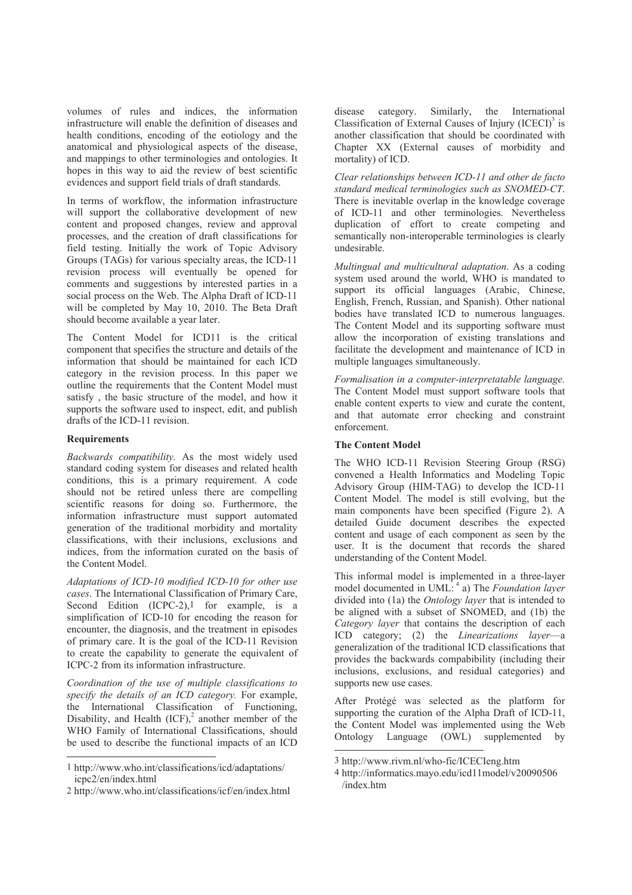volumes of rules and indices, the information infrastructure will enable the definition of diseases and health conditions, encoding of the eotiology and the anatomical and physiological aspects of the disease, and mappings to other terminologies and ontologies. It hopes in this way to aid the review of best scientific evidences and support field trials of draft standards.

In terms of workflow, the information infrastructure will support the collaborative development of new content and proposed changes, review and approval processes, and the creation of draft classifications for field testing. Initially the work of Topic Advisory Groups (TAGs) for various specialty areas, the ICD-11 revision process will eventually be opened for comments and suggestions by interested parties in a social process on the Web. The Alpha Draft of ICD-11 will be completed by May 10, 2010. The Beta Draft should become available a year later.

The Content Model for ICD11 is the critical component that specifies the structure and details of the information that should be maintained for each ICD category in the revision process. In this paper we outline the requirements that the Content Model must satisfy , the basic structure of the model, and how it supports the software used to inspect, edit, and publish drafts of the ICD-11 revision.

**Requirements**

*Backwards compatibility.* As the most widely used standard coding system for diseases and related health conditions, this is a primary requirement. A code should not be retired unless there are compelling scientific reasons for doing so. Furthermore, the information infrastructure must support automated generation of the traditional morbidity and mortality classifications, with their inclusions, exclusions and indices, from the information curated on the basis of the Content Model.

*Adaptations of ICD-10 modified ICD-10 for other use cases*. The International Classification of Primary Care, Second Edition (ICPC-2),[1] for example, is a simplification of ICD-10 for encoding the reason for encounter, the diagnosis, and the treatment in episodes of primary care. It is the goal of the ICD-11 Revision to create the capability to generate the equivalent of ICPC-2 from its information infrastructure.

*Coordination of the use of multiple classifications to specify the details of an ICD category.* For example, the International Classification of Functioning, Disability, and Health (ICF),[2] another member of the WHO Family of International Classifications, should be used to describe the functional impacts of an ICD disease category. Similarly, the International Classification of External Causes of Injury (ICECI)[3] is another classification that should be coordinated with Chapter XX (External causes of morbidity and mortality) of ICD.

*Clear relationships between ICD-11 and other de facto standard medical terminologies such as SNOMED-CT*. There is inevitable overlap in the knowledge coverage of ICD-11 and other terminologies. Nevertheless duplication of effort to create competing and semantically non-interoperable terminologies is clearly undesirable.

*Multingual and multicultural adaptation*. As a coding system used around the world, WHO is mandated to support its official languages (Arabic, Chinese, English, French, Russian, and Spanish). Other national bodies have translated ICD to numerous languages. The Content Model and its supporting software must allow the incorporation of existing translations and facilitate the development and maintenance of ICD in multiple languages simultaneously.

*Formalisation in a computer-interpretatable language.* The Content Model must support software tools that enable content experts to view and curate the content, and that automate error checking and constraint enforcement.

**The Content Model**

The WHO ICD-11 Revision Steering Group (RSG) convened a Health Informatics and Modeling Topic Advisory Group (HIM-TAG) to develop the ICD-11 Content Model. The model is still evolving, but the main components have been specified (Figure 2). A detailed Guide document describes the expected content and usage of each component as seen by the user. It is the document that records the shared understanding of the Content Model.

This informal model is implemented in a three-layer model documented in UML:[4] a) The *Foundation layer* divided into (1a) the *Ontology layer* that is intended to be aligned with a subset of SNOMED, and (1b) the *Category layer* that contains the description of each ICD category; (2) the *Linearizations layer*—a generalization of the traditional ICD classifications that provides the backwards compabibility (including their inclusions, exclusions, and residual categories) and supports new use cases.

After Protégé was selected as the platform for supporting the curation of the Alpha Draft of ICD-11, the Content Model was implemented using the Web Ontology Language (OWL) supplemented by

---

1 http://www.who.int/classifications/icd/adaptations/icpc2/en/index.html

2 http://www.who.int/classifications/icf/en/index.html

3 http://www.rivm.nl/who-fic/ICECIeng.htm

4 http://informatics.mayo.edu/icd11model/v20090506/index.htm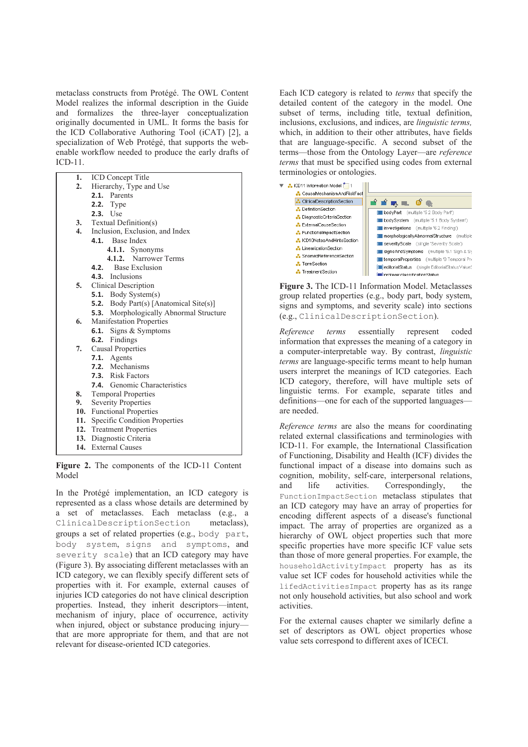metaclass constructs from Protégé. The OWL Content Model realizes the informal description in the Guide and formalizes the three-layer conceptualization originally documented in UML. It forms the basis for the ICD Collaborative Authoring Tool (iCAT) [2], a specialization of Web Protégé, that supports the web-enable workflow needed to produce the early drafts of ICD-11.

1. ICD Concept Title
2. Hierarchy, Type and Use
   - 2.1. Parents
   - 2.2. Type
   - 2.3. Use
3. Textual Definition(s)
4. Inclusion, Exclusion, and Index
   - 4.1. Base Index
     - 4.1.1. Synonyms
     - 4.1.2. Narrower Terms
   - 4.2. Base Exclusion
   - 4.3. Inclusions
5. Clinical Description
   - 5.1. Body System(s)
   - 5.2. Body Part(s) [Anatomical Site(s)]
   - 5.3. Morphologically Abnormal Structure
6. Manifestation Properties
   - 6.1. Signs & Symptoms
   - 6.2. Findings
7. Causal Properties
   - 7.1. Agents
   - 7.2. Mechanisms
   - 7.3. Risk Factors
   - 7.4. Genomic Characteristics
8. Temporal Properties
9. Severity Properties
10. Functional Properties
11. Specific Condition Properties
12. Treatment Properties
13. Diagnostic Criteria
14. External Causes

**Figure 2.** The components of the ICD-11 Content Model

In the Protégé implementation, an ICD category is represented as a class whose details are determined by a set of metaclasses. Each metaclass (e.g., a `ClinicalDescriptionSection` metaclass), groups a set of related properties (e.g., `body part`, `body system`, `signs and symptoms`, and `severity scale`) that an ICD category may have (Figure 3). By associating different metaclasses with an ICD category, we can flexibly specify different sets of properties with it. For example, external causes of injuries ICD categories do not have clinical description properties. Instead, they inherit descriptors—intent, mechanism of injury, place of occurrence, activity when injured, object or substance producing injury—that are more appropriate for them, and that are not relevant for disease-oriented ICD categories.

Each ICD category is related to *terms* that specify the detailed content of the category in the model. One subset of terms, including title, textual definition, inclusions, exclusions, and indices, are *linguistic terms,* which, in addition to their other attributes, have fields that are language-specific. A second subset of the terms—those from the Ontology Layer—are *reference terms* that must be specified using codes from external terminologies or ontologies.

**Figure 3.** The ICD-11 Information Model. Metaclasses group related properties (e.g., body part, body system, signs and symptoms, and severity scale) into sections (e.g., `ClinicalDescriptionSection`).

*Reference terms* essentially represent coded information that expresses the meaning of a category in a computer-interpretable way. By contrast, *linguistic terms* are language-specific terms meant to help human users interpret the meanings of ICD categories. Each ICD category, therefore, will have multiple sets of linguistic terms. For example, separate titles and definitions—one for each of the supported languages—are needed.

*Reference terms* are also the means for coordinating related external classifications and terminologies with ICD-11. For example, the International Classification of Functioning, Disability and Health (ICF) divides the functional impact of a disease into domains such as cognition, mobility, self-care, interpersonal relations, and life activities. Correspondingly, the `FunctionImpactSection` metaclass stipulates that an ICD category may have an array of properties for encoding different aspects of a disease's functional impact. The array of properties are organized as a hierarchy of OWL object properties such that more specific properties have more specific ICF value sets than those of more general properties. For example, the `householdActivityImpact` property has as its value set ICF codes for household activities while the `lifedActivitiesImpact` property has as its range not only household activities, but also school and work activities.

For the external causes chapter we similarly define a set of descriptors as OWL object properties whose value sets correspond to different axes of ICECI.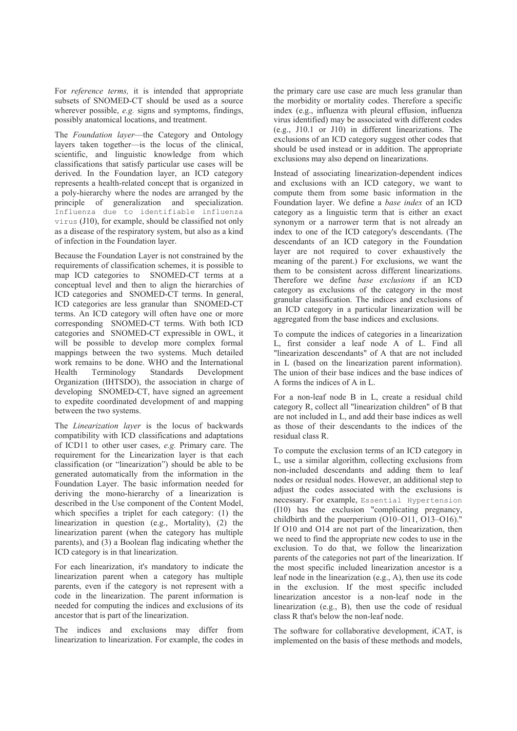For *reference terms,* it is intended that appropriate subsets of SNOMED-CT should be used as a source wherever possible, *e.g.* signs and symptoms, findings, possibly anatomical locations, and treatment.

The *Foundation layer*—the Category and Ontology layers taken together—is the locus of the clinical, scientific, and linguistic knowledge from which classifications that satisfy particular use cases will be derived. In the Foundation layer, an ICD category represents a health-related concept that is organized in a poly-hierarchy where the nodes are arranged by the principle of generalization and specialization. `Influenza due to identifiable influenza virus` (J10), for example, should be classified not only as a disease of the respiratory system, but also as a kind of infection in the Foundation layer.

Because the Foundation Layer is not constrained by the requirements of classification schemes, it is possible to map ICD categories to SNOMED-CT terms at a conceptual level and then to align the hierarchies of ICD categories and SNOMED-CT terms. In general, ICD categories are less granular than SNOMED-CT terms. An ICD category will often have one or more corresponding SNOMED-CT terms. With both ICD categories and SNOMED-CT expressible in OWL, it will be possible to develop more complex formal mappings between the two systems. Much detailed work remains to be done. WHO and the International Health Terminology Standards Development Organization (IHTSDO), the association in charge of developing SNOMED-CT, have signed an agreement to expedite coordinated development of and mapping between the two systems.

The *Linearization layer* is the locus of backwards compatibility with ICD classifications and adaptations of ICD11 to other user cases, *e.g.* Primary care. The requirement for the Linearization layer is that each classification (or "linearization") should be able to be generated automatically from the information in the Foundation Layer. The basic information needed for deriving the mono-hierarchy of a linearization is described in the Use component of the Content Model, which specifies a triplet for each category: (1) the linearization in question (e.g., Mortality), (2) the linearization parent (when the category has multiple parents), and (3) a Boolean flag indicating whether the ICD category is in that linearization.

For each linearization, it's mandatory to indicate the linearization parent when a category has multiple parents, even if the category is not represent with a code in the linearization. The parent information is needed for computing the indices and exclusions of its ancestor that is part of the linearization.

The indices and exclusions may differ from linearization to linearization. For example, the codes in the primary care use case are much less granular than the morbidity or mortality codes. Therefore a specific index (e.g., influenza with pleural effusion, influenza virus identified) may be associated with different codes (e.g., J10.1 or J10) in different linearizations. The exclusions of an ICD category suggest other codes that should be used instead or in addition. The appropriate exclusions may also depend on linearizations.

Instead of associating linearization-dependent indices and exclusions with an ICD category, we want to compute them from some basic information in the Foundation layer. We define a *base index* of an ICD category as a linguistic term that is either an exact synonym or a narrower term that is not already an index to one of the ICD category's descendants. (The descendants of an ICD category in the Foundation layer are not required to cover exhaustively the meaning of the parent.) For exclusions, we want the them to be consistent across different linearizations. Therefore we define *base exclusions* if an ICD category as exclusions of the category in the most granular classification. The indices and exclusions of an ICD category in a particular linearization will be aggregated from the base indices and exclusions.

To compute the indices of categories in a linearization L, first consider a leaf node A of L. Find all "linearization descendants" of A that are not included in L (based on the linearization parent information). The union of their base indices and the base indices of A forms the indices of A in L.

For a non-leaf node B in L, create a residual child category R, collect all "linearization children" of B that are not included in L, and add their base indices as well as those of their descendants to the indices of the residual class R.

To compute the exclusion terms of an ICD category in L, use a similar algorithm, collecting exclusions from non-included descendants and adding them to leaf nodes or residual nodes. However, an additional step to adjust the codes associated with the exclusions is necessary. For example, `Essential Hypertension` (I10) has the exclusion "complicating pregnancy, childbirth and the puerperium (O10–O11, O13–O16)." If O10 and O14 are not part of the linearization, then we need to find the appropriate new codes to use in the exclusion. To do that, we follow the linearization parents of the categories not part of the linearization. If the most specific included linearization ancestor is a leaf node in the linearization (e.g., A), then use its code in the exclusion. If the most specific included linearization ancestor is a non-leaf node in the linearization (e.g., B), then use the code of residual class R that's below the non-leaf node.

The software for collaborative development, iCAT, is implemented on the basis of these methods and models,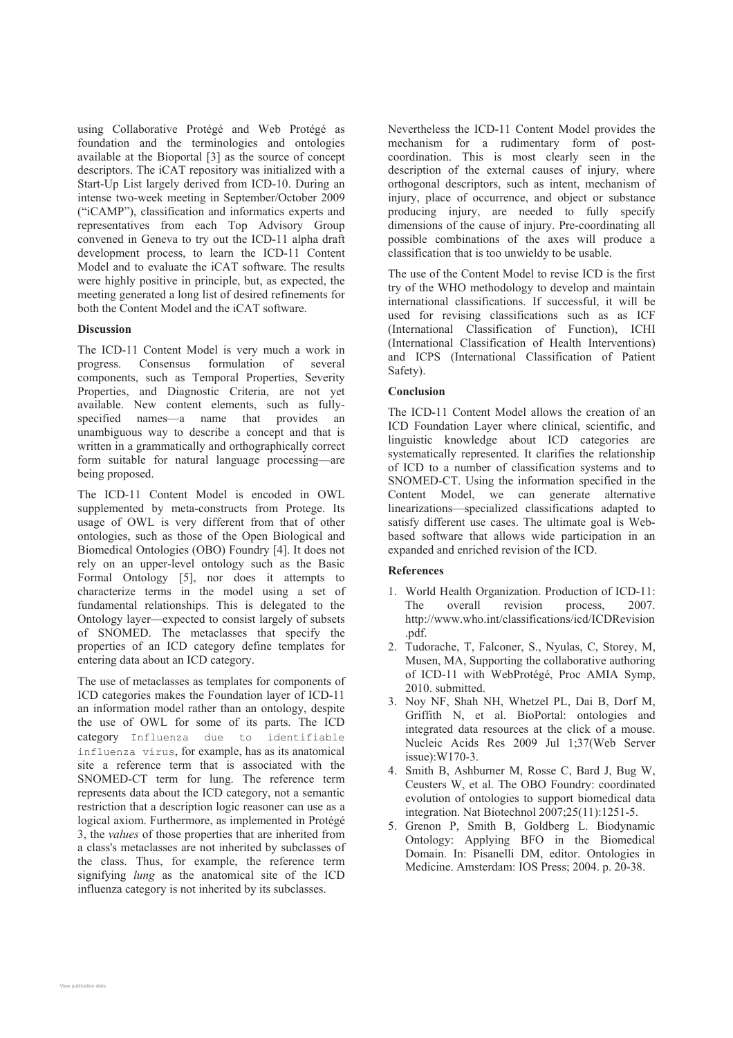using Collaborative Protégé and Web Protégé as foundation and the terminologies and ontologies available at the Bioportal [3] as the source of concept descriptors. The iCAT repository was initialized with a Start-Up List largely derived from ICD-10. During an intense two-week meeting in September/October 2009 ("iCAMP"), classification and informatics experts and representatives from each Top Advisory Group convened in Geneva to try out the ICD-11 alpha draft development process, to learn the ICD-11 Content Model and to evaluate the iCAT software. The results were highly positive in principle, but, as expected, the meeting generated a long list of desired refinements for both the Content Model and the iCAT software.

### Discussion

The ICD-11 Content Model is very much a work in progress. Consensus formulation of several components, such as Temporal Properties, Severity Properties, and Diagnostic Criteria, are not yet available. New content elements, such as fully-specified names—a name that provides an unambiguous way to describe a concept and that is written in a grammatically and orthographically correct form suitable for natural language processing—are being proposed.

The ICD-11 Content Model is encoded in OWL supplemented by meta-constructs from Protege. Its usage of OWL is very different from that of other ontologies, such as those of the Open Biological and Biomedical Ontologies (OBO) Foundry [4]. It does not rely on an upper-level ontology such as the Basic Formal Ontology [5], nor does it attempt to characterize terms in the model using a set of fundamental relationships. This is delegated to the Ontology layer—expected to consist largely of subsets of SNOMED. The metaclasses that specify the properties of an ICD category define templates for entering data about an ICD category.

The use of metaclasses as templates for components of ICD categories makes the Foundation layer of ICD-11 an information model rather than an ontology, despite the use of OWL for some of its parts. The ICD category `Influenza due to identifiable influenza virus`, for example, has as its anatomical site a reference term that is associated with the SNOMED-CT term for lung. The reference term represents data about the ICD category, not a semantic restriction that a description logic reasoner can use as a logical axiom. Furthermore, as implemented in Protégé 3, the *values* of those properties that are inherited from a class's metaclasses are not inherited by subclasses of the class. Thus, for example, the reference term signifying *lung* as the anatomical site of the ICD influenza category is not inherited by its subclasses.

Nevertheless the ICD-11 Content Model provides the mechanism for a rudimentary form of post-coordination. This is most clearly seen in the description of the external causes of injury, where orthogonal descriptors, such as intent, mechanism of injury, place of occurrence, and object or substance producing injury, are needed to fully specify dimensions of the cause of injury. Pre-coordinating all possible combinations of the axes will produce a classification that is too unwieldy to be usable.

The use of the Content Model to revise ICD is the first try of the WHO methodology to develop and maintain international classifications. If successful, it will be used for revising classifications such as ICF (International Classification of Function), ICHI (International Classification of Health Interventions) and ICPS (International Classification of Patient Safety).

### Conclusion

The ICD-11 Content Model allows the creation of an ICD Foundation Layer where clinical, scientific, and linguistic knowledge about ICD categories are systematically represented. It clarifies the relationship of ICD to a number of classification systems and to SNOMED-CT. Using the information specified in the Content Model, we can generate alternative linearizations—specialized classifications adapted to satisfy different use cases. The ultimate goal is Web-based software that allows wide participation in an expanded and enriched revision of the ICD.

### References

1. World Health Organization. Production of ICD-11: The overall revision process, 2007. http://www.who.int/classifications/icd/ICDRevision.pdf.
2. Tudorache, T, Falconer, S., Nyulas, C, Storey, M, Musen, MA, Supporting the collaborative authoring of ICD-11 with WebProtégé, Proc AMIA Symp, 2010. submitted.
3. Noy NF, Shah NH, Whetzel PL, Dai B, Dorf M, Griffith N, et al. BioPortal: ontologies and integrated data resources at the click of a mouse. Nucleic Acids Res 2009 Jul 1;37(Web Server issue):W170-3.
4. Smith B, Ashburner M, Rosse C, Bard J, Bug W, Ceusters W, et al. The OBO Foundry: coordinated evolution of ontologies to support biomedical data integration. Nat Biotechnol 2007;25(11):1251-5.
5. Grenon P, Smith B, Goldberg L. Biodynamic Ontology: Applying BFO in the Biomedical Domain. In: Pisanelli DM, editor. Ontologies in Medicine. Amsterdam: IOS Press; 2004. p. 20-38.